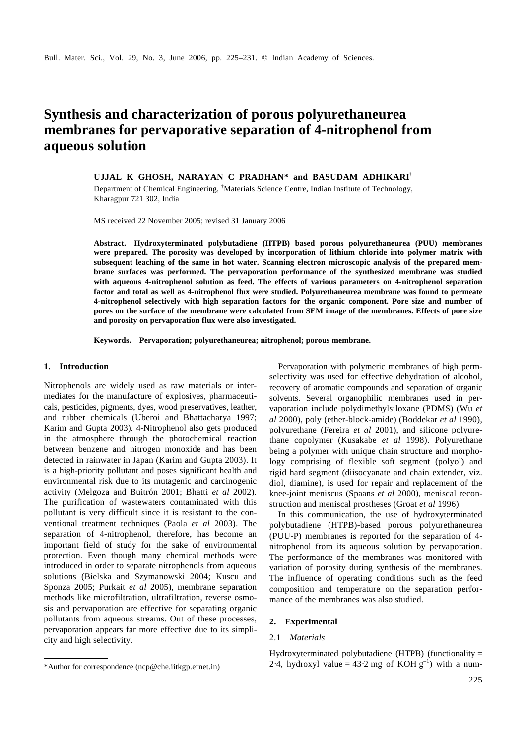# Synthesis and characterization of porous polyurethaneurea membranes for pervaporative separation of 4-nitrophenol from aqueous solution

**UJJAL K GHOSH, NARAYAN C PRADHAN* and BASUDAM ADHIKARI[†]**

Department of Chemical Engineering, [†]Materials Science Centre, Indian Institute of Technology, Kharagpur 721 302, India

MS received 22 November 2005; revised 31 January 2006

**Abstract. Hydroxyterminated polybutadiene (HTPB) based porous polyurethaneurea (PUU) membranes were prepared. The porosity was developed by incorporation of lithium chloride into polymer matrix with subsequent leaching of the same in hot water. Scanning electron microscopic analysis of the prepared membrane surfaces was performed. The pervaporation performance of the synthesized membrane was studied with aqueous 4-nitrophenol solution as feed. The effects of various parameters on 4-nitrophenol separation factor and total as well as 4-nitrophenol flux were studied. Polyurethaneurea membrane was found to permeate 4-nitrophenol selectively with high separation factors for the organic component. Pore size and number of pores on the surface of the membrane were calculated from SEM image of the membranes. Effects of pore size and porosity on pervaporation flux were also investigated.**

**Keywords. Pervaporation; polyurethaneurea; nitrophenol; porous membrane.**

## 1. Introduction

Nitrophenols are widely used as raw materials or intermediates for the manufacture of explosives, pharmaceuticals, pesticides, pigments, dyes, wood preservatives, leather, and rubber chemicals (Uberoi and Bhattacharya 1997; Karim and Gupta 2003). 4-Nitrophenol also gets produced in the atmosphere through the photochemical reaction between benzene and nitrogen monoxide and has been detected in rainwater in Japan (Karim and Gupta 2003). It is a high-priority pollutant and poses significant health and environmental risk due to its mutagenic and carcinogenic activity (Melgoza and Buitrón 2001; Bhatti *et al* 2002). The purification of wastewaters contaminated with this pollutant is very difficult since it is resistant to the conventional treatment techniques (Paola *et al* 2003). The separation of 4-nitrophenol, therefore, has become an important field of study for the sake of environmental protection. Even though many chemical methods were introduced in order to separate nitrophenols from aqueous solutions (Bielska and Szymanowski 2004; Kuscu and Sponza 2005; Purkait *et al* 2005), membrane separation methods like microfiltration, ultrafiltration, reverse osmosis and pervaporation are effective for separating organic pollutants from aqueous streams. Out of these processes, pervaporation appears far more effective due to its simplicity and high selectivity.

Pervaporation with polymeric membranes of high permselectivity was used for effective dehydration of alcohol, recovery of aromatic compounds and separation of organic solvents. Several organophilic membranes used in pervaporation include polydimethylsiloxane (PDMS) (Wu *et al* 2000), poly (ether-block-amide) (Boddekar *et al* 1990), polyurethane (Fereira *et al* 2001), and silicone polyurethane copolymer (Kusakabe *et al* 1998). Polyurethane being a polymer with unique chain structure and morphology comprising of flexible soft segment (polyol) and rigid hard segment (diisocyanate and chain extender, viz. diol, diamine), is used for repair and replacement of the knee-joint meniscus (Spaans *et al* 2000), meniscal reconstruction and meniscal prostheses (Groat *et al* 1996).

In this communication, the use of hydroxyterminated polybutadiene (HTPB)-based porous polyurethaneurea (PUU-P) membranes is reported for the separation of 4-nitrophenol from its aqueous solution by pervaporation. The performance of the membranes was monitored with variation of porosity during synthesis of the membranes. The influence of operating conditions such as the feed composition and temperature on the separation performance of the membranes was also studied.

## 2. Experimental

### 2.1 *Materials*

Hydroxyterminated polybutadiene (HTPB) (functionality = 2·4, hydroxyl value = 43·2 mg of KOH $g^{-1}$) with a num-

*Author for correspondence (ncp@che.iitkgp.ernet.in)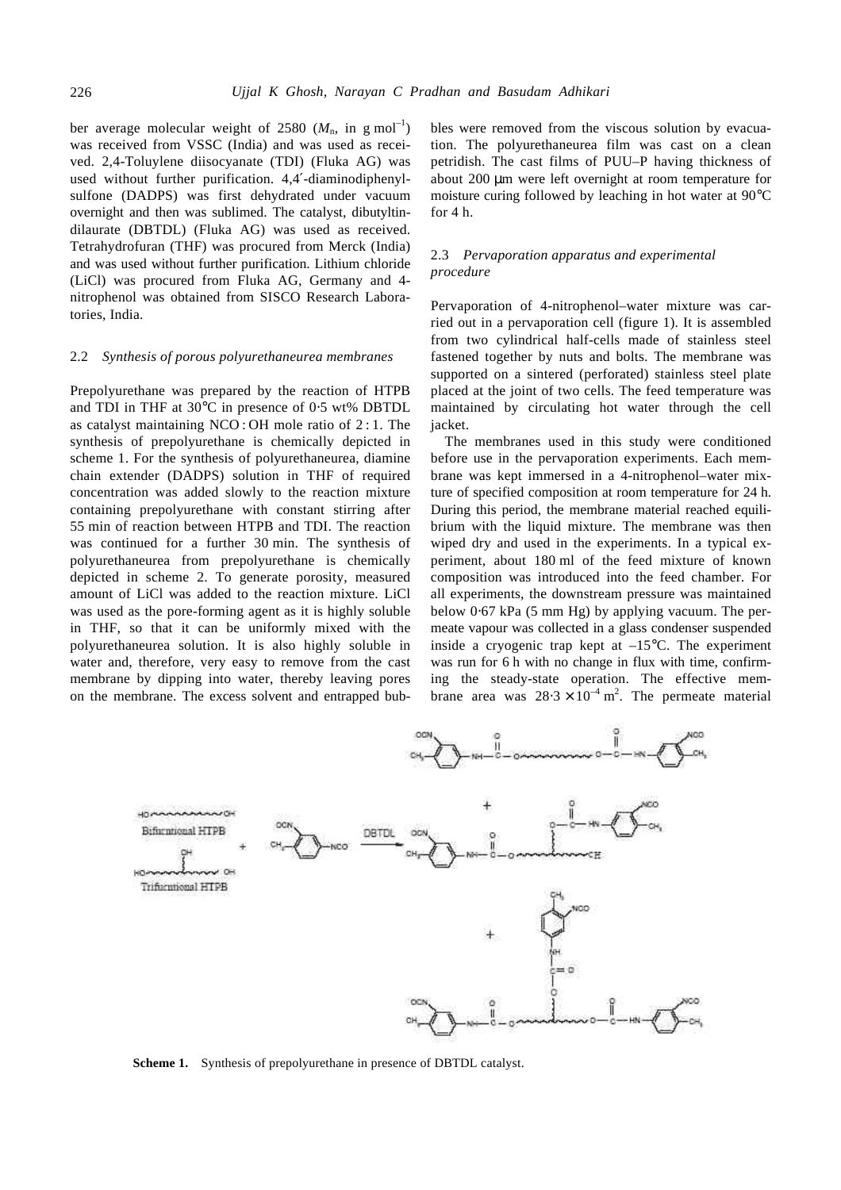ber average molecular weight of 2580 ($M_n$, in g mol$^{-1}$) was received from VSSC (India) and was used as received. 2,4-Toluylene diisocyanate (TDI) (Fluka AG) was used without further purification. 4,4′-diaminodiphenylsulfone (DADPS) was first dehydrated under vacuum overnight and then was sublimed. The catalyst, dibutyltindilaurate (DBTDL) (Fluka AG) was used as received. Tetrahydrofuran (THF) was procured from Merck (India) and was used without further purification. Lithium chloride (LiCl) was procured from Fluka AG, Germany and 4-nitrophenol was obtained from SISCO Research Laboratories, India.

### 2.2 *Synthesis of porous polyurethaneurea membranes*

Prepolyurethane was prepared by the reaction of HTPB and TDI in THF at 30°C in presence of 0·5 wt% DBTDL as catalyst maintaining NCO : OH mole ratio of 2 : 1. The synthesis of prepolyurethane is chemically depicted in scheme 1. For the synthesis of polyurethaneurea, diamine chain extender (DADPS) solution in THF of required concentration was added slowly to the reaction mixture containing prepolyurethane with constant stirring after 55 min of reaction between HTPB and TDI. The reaction was continued for a further 30 min. The synthesis of polyurethaneurea from prepolyurethane is chemically depicted in scheme 2. To generate porosity, measured amount of LiCl was added to the reaction mixture. LiCl was used as the pore-forming agent as it is highly soluble in THF, so that it can be uniformly mixed with the polyurethaneurea solution. It is also highly soluble in water and, therefore, very easy to remove from the cast membrane by dipping into water, thereby leaving pores on the membrane. The excess solvent and entrapped bubbles were removed from the viscous solution by evacuation. The polyurethaneurea film was cast on a clean petridish. The cast films of PUU–P having thickness of about 200 μm were left overnight at room temperature for moisture curing followed by leaching in hot water at 90°C for 4 h.

### 2.3 *Pervaporation apparatus and experimental procedure*

Pervaporation of 4-nitrophenol–water mixture was carried out in a pervaporation cell (figure 1). It is assembled from two cylindrical half-cells made of stainless steel fastened together by nuts and bolts. The membrane was supported on a sintered (perforated) stainless steel plate placed at the joint of two cells. The feed temperature was maintained by circulating hot water through the cell jacket.

The membranes used in this study were conditioned before use in the pervaporation experiments. Each membrane was kept immersed in a 4-nitrophenol–water mixture of specified composition at room temperature for 24 h. During this period, the membrane material reached equilibrium with the liquid mixture. The membrane was then wiped dry and used in the experiments. In a typical experiment, about 180 ml of the feed mixture of known composition was introduced into the feed chamber. For all experiments, the downstream pressure was maintained below 0·67 kPa (5 mm Hg) by applying vacuum. The permeate vapour was collected in a glass condenser suspended inside a cryogenic trap kept at –15°C. The experiment was run for 6 h with no change in flux with time, confirming the steady-state operation. The effective membrane area was $28{\cdot}3 \times 10^{-4}$ m$^2$. The permeate material

**Scheme 1.** Synthesis of prepolyurethane in presence of DBTDL catalyst.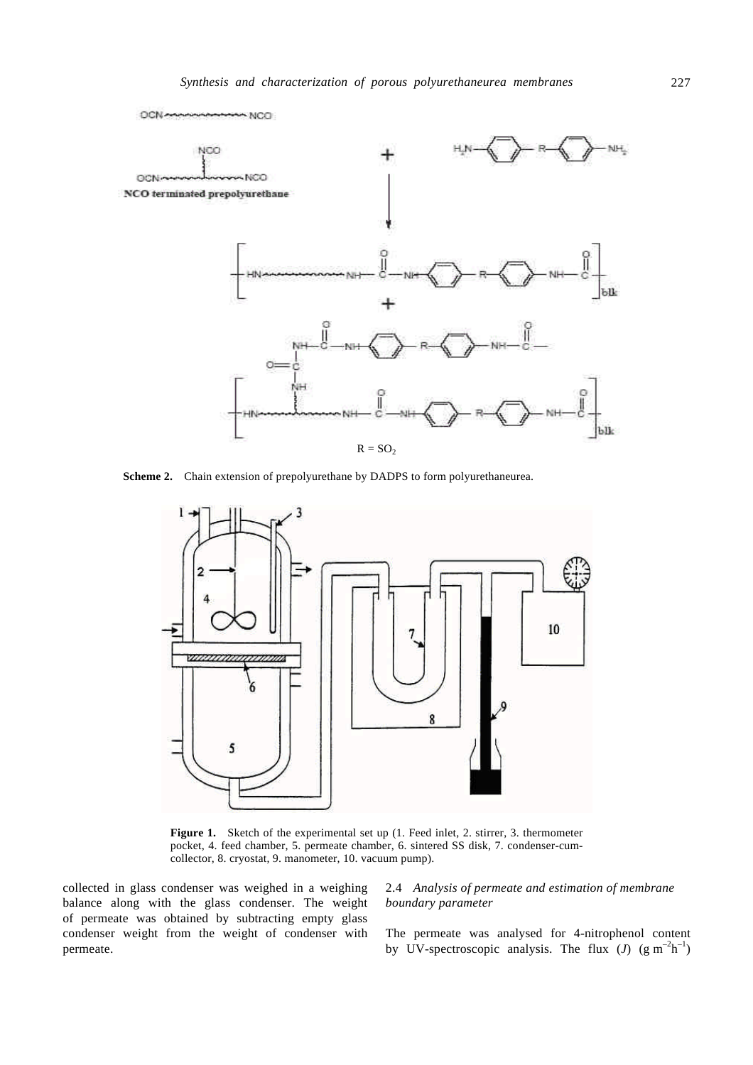**Scheme 2.** Chain extension of prepolyurethane by DADPS to form polyurethaneurea.

**Figure 1.** Sketch of the experimental set up (1. Feed inlet, 2. stirrer, 3. thermometer pocket, 4. feed chamber, 5. permeate chamber, 6. sintered SS disk, 7. condenser-cum-collector, 8. cryostat, 9. manometer, 10. vacuum pump).

collected in glass condenser was weighed in a weighing balance along with the glass condenser. The weight of permeate was obtained by subtracting empty glass condenser weight from the weight of condenser with permeate.

### 2.4 *Analysis of permeate and estimation of membrane boundary parameter*

The permeate was analysed for 4-nitrophenol content by UV-spectroscopic analysis. The flux ($J$) ($g\ m^{-2}h^{-1}$)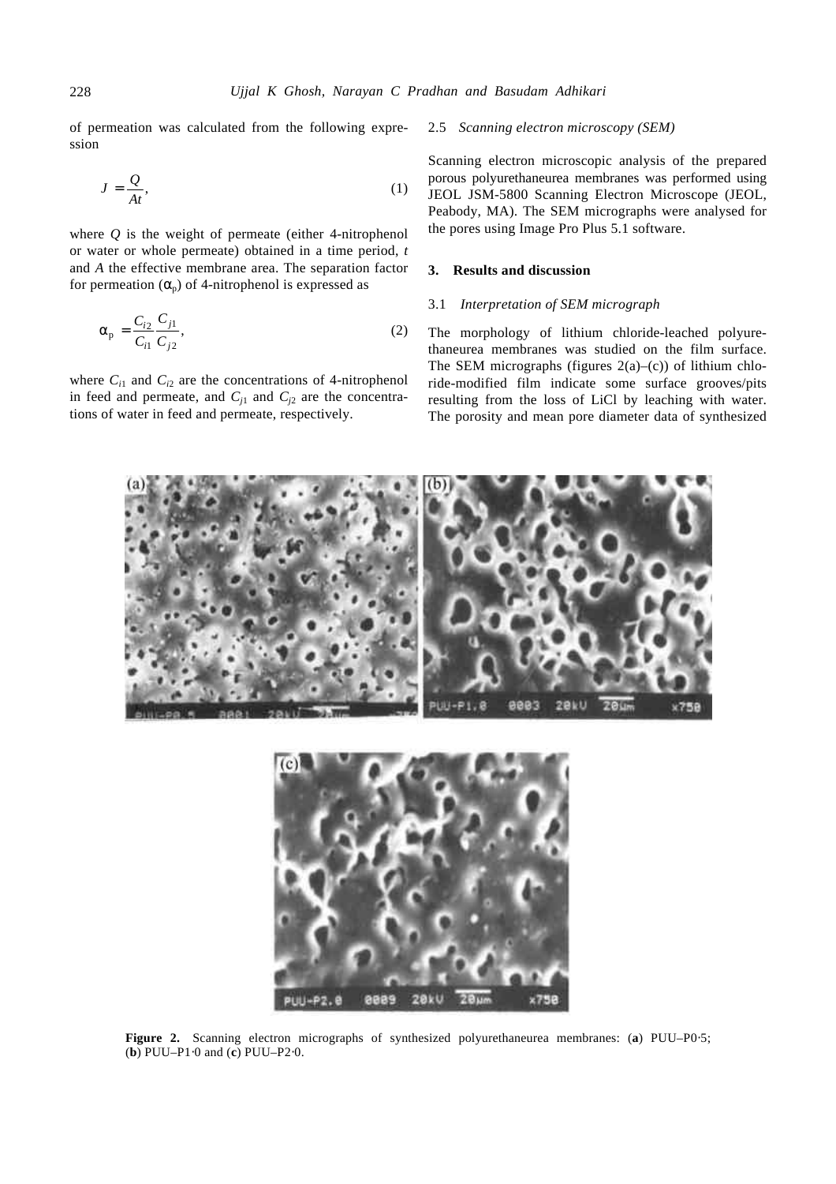of permeation was calculated from the following expression

$$J = \frac{Q}{At}, \tag{1}$$

where $Q$ is the weight of permeate (either 4-nitrophenol or water or whole permeate) obtained in a time period, $t$ and $A$ the effective membrane area. The separation factor for permeation ($\alpha_p$) of 4-nitrophenol is expressed as

$$\alpha_p = \frac{C_{i2}}{C_{i1}} \frac{C_{j1}}{C_{j2}}, \tag{2}$$

where $C_{i1}$ and $C_{i2}$ are the concentrations of 4-nitrophenol in feed and permeate, and $C_{j1}$ and $C_{j2}$ are the concentrations of water in feed and permeate, respectively.

### 2.5 *Scanning electron microscopy (SEM)*

Scanning electron microscopic analysis of the prepared porous polyurethaneurea membranes was performed using JEOL JSM-5800 Scanning Electron Microscope (JEOL, Peabody, MA). The SEM micrographs were analysed for the pores using Image Pro Plus 5.1 software.

## 3. Results and discussion

### 3.1 *Interpretation of SEM micrograph*

The morphology of lithium chloride-leached polyurethaneurea membranes was studied on the film surface. The SEM micrographs (figures 2(a)–(c)) of lithium chloride-modified film indicate some surface grooves/pits resulting from the loss of LiCl by leaching with water. The porosity and mean pore diameter data of synthesized

**Figure 2.** Scanning electron micrographs of synthesized polyurethaneurea membranes: (**a**) PUU–P0·5; (**b**) PUU–P1·0 and (**c**) PUU–P2·0.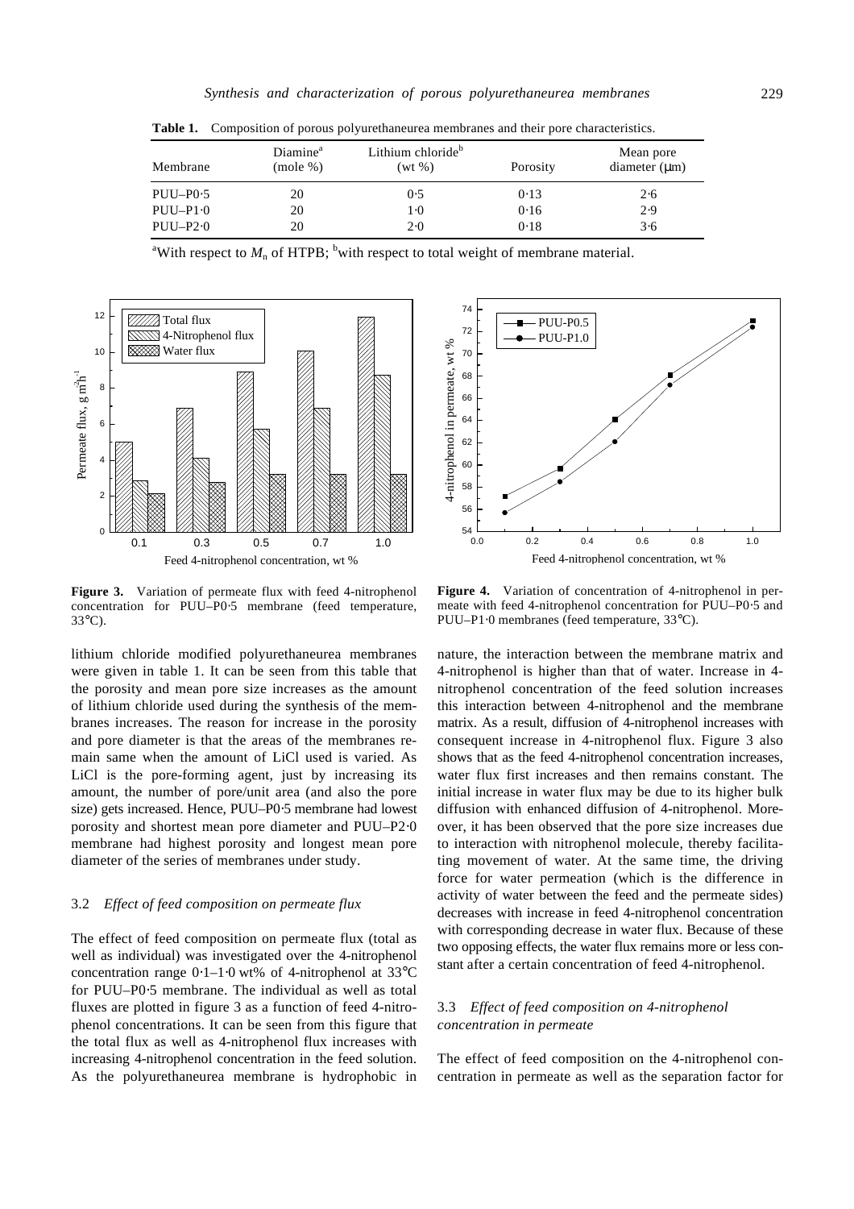**Table 1.** Composition of porous polyurethaneurea membranes and their pore characteristics.

| Membrane | Diamine[a] (mole %) | Lithium chloride[b] (wt %) | Porosity | Mean pore diameter (μm) |
|---|---|---|---|---|
| PUU–P0·5 | 20 | 0·5 | 0·13 | 2·6 |
| PUU–P1·0 | 20 | 1·0 | 0·16 | 2·9 |
| PUU–P2·0 | 20 | 2·0 | 0·18 | 3·6 |

[a]With respect to $M_n$ of HTPB; [b]with respect to total weight of membrane material.

**Figure 3.** Variation of permeate flux with feed 4-nitrophenol concentration for PUU–P0·5 membrane (feed temperature, 33°C).

**Figure 4.** Variation of concentration of 4-nitrophenol in permeate with feed 4-nitrophenol concentration for PUU–P0·5 and PUU–P1·0 membranes (feed temperature, 33°C).

lithium chloride modified polyurethaneurea membranes were given in table 1. It can be seen from this table that the porosity and mean pore size increases as the amount of lithium chloride used during the synthesis of the membranes increases. The reason for increase in the porosity and pore diameter is that the areas of the membranes remain same when the amount of LiCl used is varied. As LiCl is the pore-forming agent, just by increasing its amount, the number of pore/unit area (and also the pore size) gets increased. Hence, PUU–P0·5 membrane had lowest porosity and shortest mean pore diameter and PUU–P2·0 membrane had highest porosity and longest mean pore diameter of the series of membranes under study.

### 3.2 *Effect of feed composition on permeate flux*

The effect of feed composition on permeate flux (total as well as individual) was investigated over the 4-nitrophenol concentration range 0·1–1·0 wt% of 4-nitrophenol at 33°C for PUU–P0·5 membrane. The individual as well as total fluxes are plotted in figure 3 as a function of feed 4-nitrophenol concentrations. It can be seen from this figure that the total flux as well as 4-nitrophenol flux increases with increasing 4-nitrophenol concentration in the feed solution. As the polyurethaneurea membrane is hydrophobic in nature, the interaction between the membrane matrix and 4-nitrophenol is higher than that of water. Increase in 4-nitrophenol concentration of the feed solution increases this interaction between 4-nitrophenol and the membrane matrix. As a result, diffusion of 4-nitrophenol increases with consequent increase in 4-nitrophenol flux. Figure 3 also shows that as the feed 4-nitrophenol concentration increases, water flux first increases and then remains constant. The initial increase in water flux may be due to its higher bulk diffusion with enhanced diffusion of 4-nitrophenol. Moreover, it has been observed that the pore size increases due to interaction with nitrophenol molecule, thereby facilitating movement of water. At the same time, the driving force for water permeation (which is the difference in activity of water between the feed and the permeate sides) decreases with increase in feed 4-nitrophenol concentration with corresponding decrease in water flux. Because of these two opposing effects, the water flux remains more or less constant after a certain concentration of feed 4-nitrophenol.

### 3.3 *Effect of feed composition on 4-nitrophenol concentration in permeate*

The effect of feed composition on the 4-nitrophenol concentration in permeate as well as the separation factor for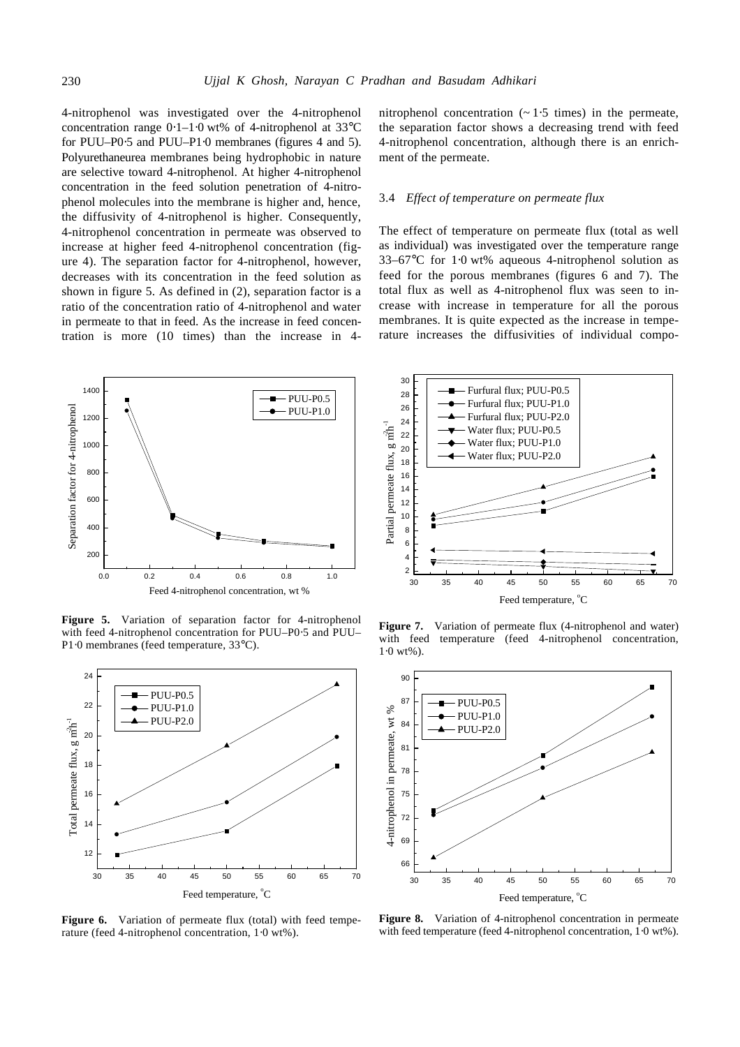4-nitrophenol was investigated over the 4-nitrophenol concentration range 0·1–1·0 wt% of 4-nitrophenol at 33°C for PUU–P0·5 and PUU–P1·0 membranes (figures 4 and 5). Polyurethaneurea membranes being hydrophobic in nature are selective toward 4-nitrophenol. At higher 4-nitrophenol concentration in the feed solution penetration of 4-nitrophenol molecules into the membrane is higher and, hence, the diffusivity of 4-nitrophenol is higher. Consequently, 4-nitrophenol concentration in permeate was observed to increase at higher feed 4-nitrophenol concentration (figure 4). The separation factor for 4-nitrophenol, however, decreases with its concentration in the feed solution as shown in figure 5. As defined in (2), separation factor is a ratio of the concentration ratio of 4-nitrophenol and water in permeate to that in feed. As the increase in feed concentration is more (10 times) than the increase in 4-nitrophenol concentration (~ 1·5 times) in the permeate, the separation factor shows a decreasing trend with feed 4-nitrophenol concentration, although there is an enrichment of the permeate.

### 3.4 *Effect of temperature on permeate flux*

The effect of temperature on permeate flux (total as well as individual) was investigated over the temperature range 33–67°C for 1·0 wt% aqueous 4-nitrophenol solution as feed for the porous membranes (figures 6 and 7). The total flux as well as 4-nitrophenol flux was seen to increase with increase in temperature for all the porous membranes. It is quite expected as the increase in temperature increases the diffusivities of individual compo-

**Figure 5.** Variation of separation factor for 4-nitrophenol with feed 4-nitrophenol concentration for PUU–P0·5 and PUU–P1·0 membranes (feed temperature, 33°C).

**Figure 6.** Variation of permeate flux (total) with feed temperature (feed 4-nitrophenol concentration, 1·0 wt%).

**Figure 7.** Variation of permeate flux (4-nitrophenol and water) with feed temperature (feed 4-nitrophenol concentration, 1·0 wt%).

**Figure 8.** Variation of 4-nitrophenol concentration in permeate with feed temperature (feed 4-nitrophenol concentration, 1·0 wt%).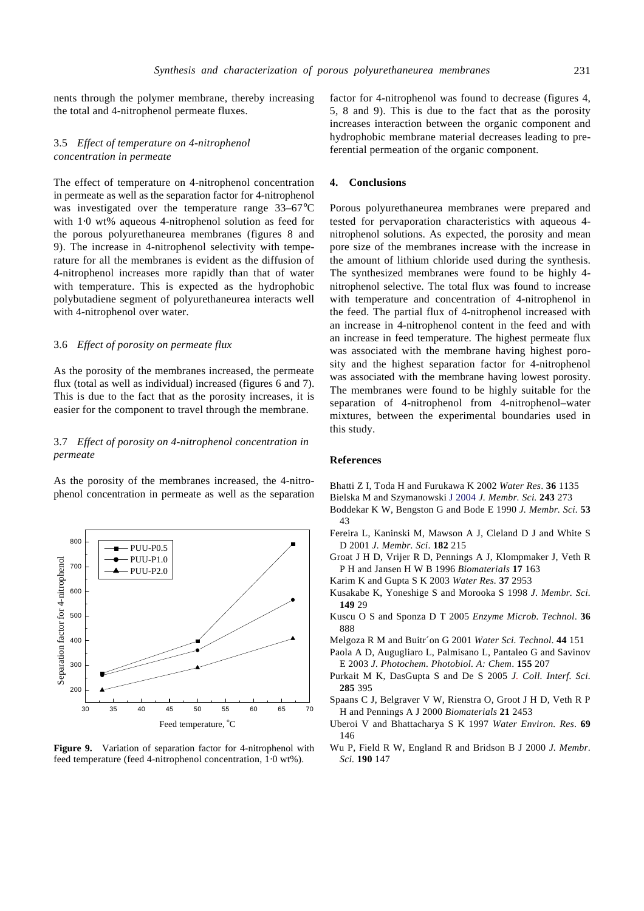nents through the polymer membrane, thereby increasing the total and 4-nitrophenol permeate fluxes.

### 3.5 *Effect of temperature on 4-nitrophenol concentration in permeate*

The effect of temperature on 4-nitrophenol concentration in permeate as well as the separation factor for 4-nitrophenol was investigated over the temperature range 33–67°C with 1·0 wt% aqueous 4-nitrophenol solution as feed for the porous polyurethaneurea membranes (figures 8 and 9). The increase in 4-nitrophenol selectivity with temperature for all the membranes is evident as the diffusion of 4-nitrophenol increases more rapidly than that of water with temperature. This is expected as the hydrophobic polybutadiene segment of polyurethaneurea interacts well with 4-nitrophenol over water.

### 3.6 *Effect of porosity on permeate flux*

As the porosity of the membranes increased, the permeate flux (total as well as individual) increased (figures 6 and 7). This is due to the fact that as the porosity increases, it is easier for the component to travel through the membrane.

### 3.7 *Effect of porosity on 4-nitrophenol concentration in permeate*

As the porosity of the membranes increased, the 4-nitrophenol concentration in permeate as well as the separation factor for 4-nitrophenol was found to decrease (figures 4, 5, 8 and 9). This is due to the fact that as the porosity increases interaction between the organic component and hydrophobic membrane material decreases leading to preferential permeation of the organic component.

PUU-P0.5
PUU-P1.0
PUU-P2.0
Separation factor for 4-nitrophenol
800
700
600
500
400
300
200
30 35 40 45 50 55 60 65 70
Feed temperature, °C

**Figure 9.** Variation of separation factor for 4-nitrophenol with feed temperature (feed 4-nitrophenol concentration, 1·0 wt%).

## 4. Conclusions

Porous polyurethaneurea membranes were prepared and tested for pervaporation characteristics with aqueous 4-nitrophenol solutions. As expected, the porosity and mean pore size of the membranes increase with the increase in the amount of lithium chloride used during the synthesis. The synthesized membranes were found to be highly 4-nitrophenol selective. The total flux was found to increase with temperature and concentration of 4-nitrophenol in the feed. The partial flux of 4-nitrophenol increased with an increase in 4-nitrophenol content in the feed and with an increase in feed temperature. The highest permeate flux was associated with the membrane having highest porosity and the highest separation factor for 4-nitrophenol was associated with the membrane having lowest porosity. The membranes were found to be highly suitable for the separation of 4-nitrophenol from 4-nitrophenol–water mixtures, between the experimental boundaries used in this study.

## References

Bhatti Z I, Toda H and Furukawa K 2002 *Water Res*. **36** 1135

Bielska M and Szymanowski J 2004 *J. Membr. Sci.* **243** 273

Boddekar K W, Bengston G and Bode E 1990 *J. Membr. Sci.* **53** 43

Fereira L, Kaninski M, Mawson A J, Cleland D J and White S D 2001 *J. Membr. Sci*. **182** 215

Groat J H D, Vrijer R D, Pennings A J, Klompmaker J, Veth R P H and Jansen H W B 1996 *Biomaterials* **17** 163

Karim K and Gupta S K 2003 *Water Res.* **37** 2953

Kusakabe K, Yoneshige S and Morooka S 1998 *J. Membr. Sci.* **149** 29

Kuscu O S and Sponza D T 2005 *Enzyme Microb. Technol*. **36** 888

Melgoza R M and Buitr´on G 2001 *Water Sci. Technol.* **44** 151

Paola A D, Augugliaro L, Palmisano L, Pantaleo G and Savinov E 2003 *J. Photochem. Photobiol. A: Chem*. **155** 207

Purkait M K, DasGupta S and De S 2005 *J. Coll. Interf. Sci.* **285** 395

Spaans C J, Belgraver V W, Rienstra O, Groot J H D, Veth R P H and Pennings A J 2000 *Biomaterials* **21** 2453

Uberoi V and Bhattacharya S K 1997 *Water Environ. Res*. **69** 146

Wu P, Field R W, England R and Bridson B J 2000 *J. Membr. Sci.* **190** 147